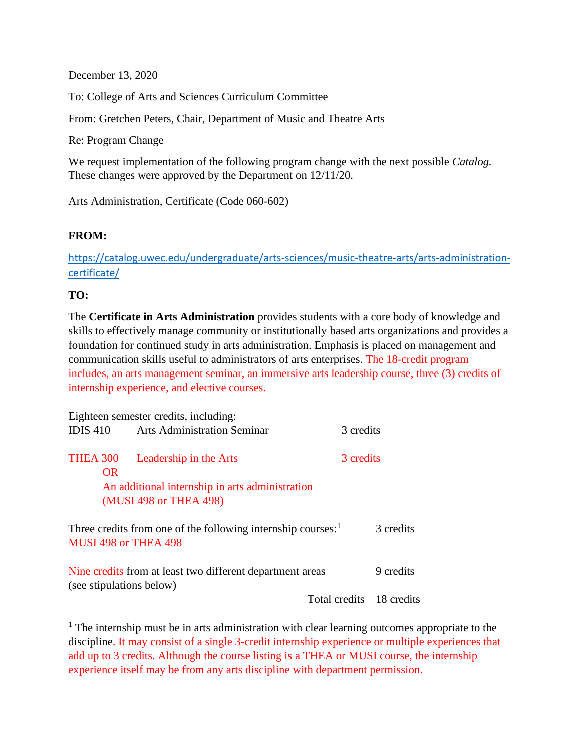December 13, 2020

To: College of Arts and Sciences Curriculum Committee

From: Gretchen Peters, Chair, Department of Music and Theatre Arts

Re: Program Change

We request implementation of the following program change with the next possible *Catalog.* These changes were approved by the Department on 12/11/20.

Arts Administration, Certificate (Code 060-602)

**FROM:**

https://catalog.uwec.edu/undergraduate/arts-sciences/music-theatre-arts/arts-administration-certificate/

**TO:**

The **Certificate in Arts Administration** provides students with a core body of knowledge and skills to effectively manage community or institutionally based arts organizations and provides a foundation for continued study in arts administration. Emphasis is placed on management and communication skills useful to administrators of arts enterprises. The 18-credit program includes, an arts management seminar, an immersive arts leadership course, three (3) credits of internship experience, and elective courses.

Eighteen semester credits, including:

| | | |
|---|---|---|
| IDIS 410 | Arts Administration Seminar | 3 credits |
| THEA 300 | Leadership in the Arts<br>OR<br>An additional internship in arts administration (MUSI 498 or THEA 498) | 3 credits |
| Three credits from one of the following internship courses:[1]<br>MUSI 498 or THEA 498 | | 3 credits |
| Nine credits from at least two different department areas (see stipulations below) | | 9 credits |
| | Total credits | 18 credits |

[1] The internship must be in arts administration with clear learning outcomes appropriate to the discipline. It may consist of a single 3-credit internship experience or multiple experiences that add up to 3 credits. Although the course listing is a THEA or MUSI course, the internship experience itself may be from any arts discipline with department permission.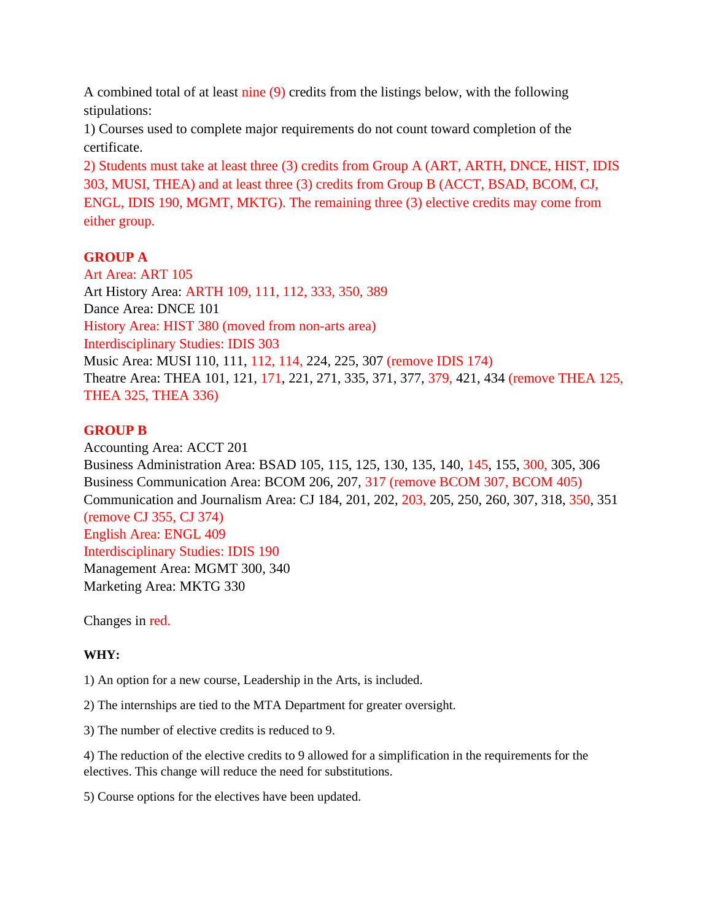A combined total of at least nine (9) credits from the listings below, with the following stipulations:

1) Courses used to complete major requirements do not count toward completion of the certificate.

2) Students must take at least three (3) credits from Group A (ART, ARTH, DNCE, HIST, IDIS 303, MUSI, THEA) and at least three (3) credits from Group B (ACCT, BSAD, BCOM, CJ, ENGL, IDIS 190, MGMT, MKTG). The remaining three (3) elective credits may come from either group.

**GROUP A**

Art Area: ART 105
Art History Area: ARTH 109, 111, 112, 333, 350, 389
Dance Area: DNCE 101
History Area: HIST 380 (moved from non-arts area)
Interdisciplinary Studies: IDIS 303
Music Area: MUSI 110, 111, 112, 114, 224, 225, 307 (remove IDIS 174)
Theatre Area: THEA 101, 121, 171, 221, 271, 335, 371, 377, 379, 421, 434 (remove THEA 125, THEA 325, THEA 336)

**GROUP B**

Accounting Area: ACCT 201
Business Administration Area: BSAD 105, 115, 125, 130, 135, 140, 145, 155, 300, 305, 306
Business Communication Area: BCOM 206, 207, 317 (remove BCOM 307, BCOM 405)
Communication and Journalism Area: CJ 184, 201, 202, 203, 205, 250, 260, 307, 318, 350, 351 (remove CJ 355, CJ 374)
English Area: ENGL 409
Interdisciplinary Studies: IDIS 190
Management Area: MGMT 300, 340
Marketing Area: MKTG 330

Changes in red.

**WHY:**

1) An option for a new course, Leadership in the Arts, is included.

2) The internships are tied to the MTA Department for greater oversight.

3) The number of elective credits is reduced to 9.

4) The reduction of the elective credits to 9 allowed for a simplification in the requirements for the electives. This change will reduce the need for substitutions.

5) Course options for the electives have been updated.